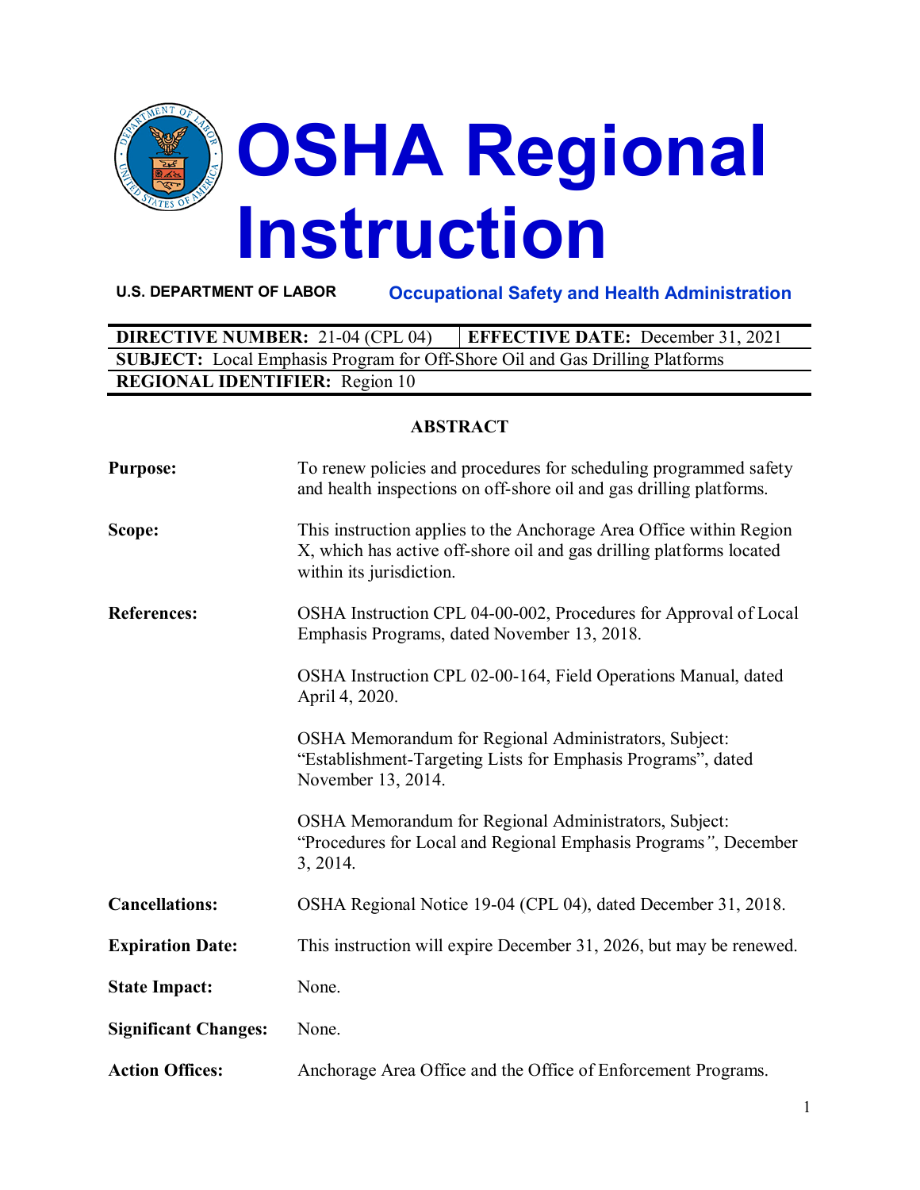# OSHA Regional Instruction

**U.S. DEPARTMENT OF LABOR** — **Occupational Safety and Health Administration**

| **DIRECTIVE NUMBER:** 21-04 (CPL 04) | **EFFECTIVE DATE:** December 31, 2021 |
|---|---|
| **SUBJECT:** Local Emphasis Program for Off-Shore Oil and Gas Drilling Platforms | |
| **REGIONAL IDENTIFIER:** Region 10 | |

## ABSTRACT

**Purpose:** To renew policies and procedures for scheduling programmed safety and health inspections on off-shore oil and gas drilling platforms.

**Scope:** This instruction applies to the Anchorage Area Office within Region X, which has active off-shore oil and gas drilling platforms located within its jurisdiction.

**References:** OSHA Instruction CPL 04-00-002, Procedures for Approval of Local Emphasis Programs, dated November 13, 2018.

OSHA Instruction CPL 02-00-164, Field Operations Manual, dated April 4, 2020.

OSHA Memorandum for Regional Administrators, Subject: "Establishment-Targeting Lists for Emphasis Programs", dated November 13, 2014.

OSHA Memorandum for Regional Administrators, Subject: "Procedures for Local and Regional Emphasis Programs", December 3, 2014.

**Cancellations:** OSHA Regional Notice 19-04 (CPL 04), dated December 31, 2018.

**Expiration Date:** This instruction will expire December 31, 2026, but may be renewed.

**State Impact:** None.

**Significant Changes:** None.

**Action Offices:** Anchorage Area Office and the Office of Enforcement Programs.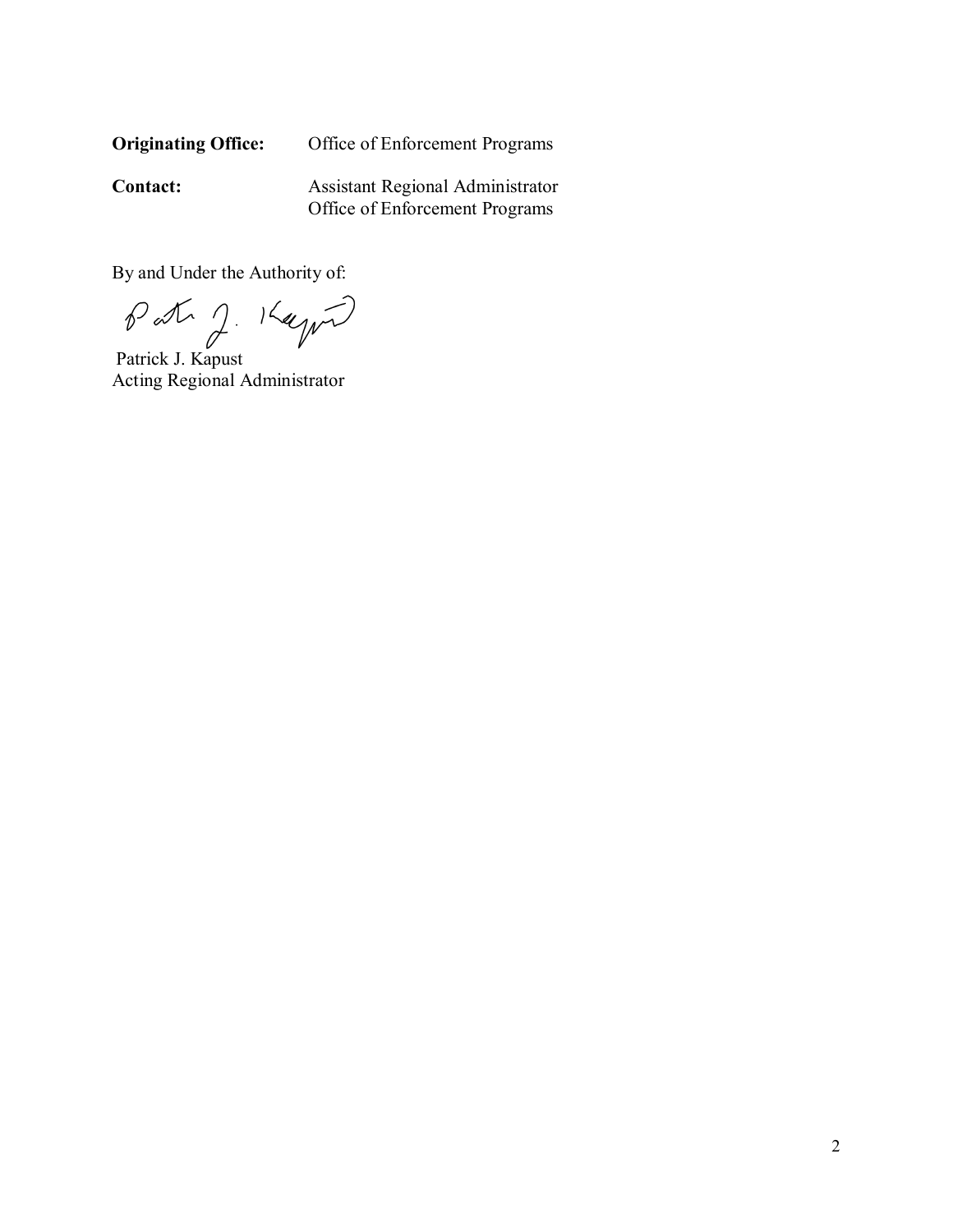**Originating Office:** Office of Enforcement Programs

**Contact:** Assistant Regional Administrator
Office of Enforcement Programs

By and Under the Authority of:

Patrick J. Kapust
Acting Regional Administrator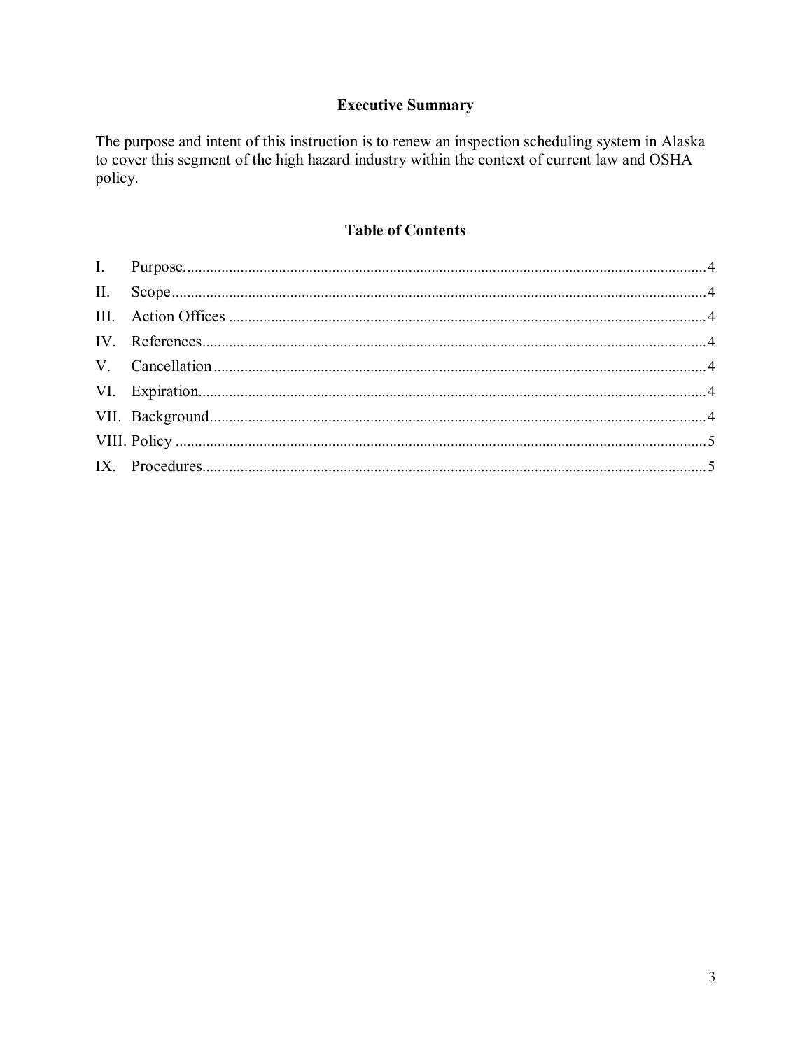## Executive Summary

The purpose and intent of this instruction is to renew an inspection scheduling system in Alaska to cover this segment of the high hazard industry within the context of current law and OSHA policy.

## Table of Contents

| | | |
|---|---|---|
| I. | Purpose | 4 |
| II. | Scope | 4 |
| III. | Action Offices | 4 |
| IV. | References | 4 |
| V. | Cancellation | 4 |
| VI. | Expiration | 4 |
| VII. | Background | 4 |
| VIII. | Policy | 5 |
| IX. | Procedures | 5 |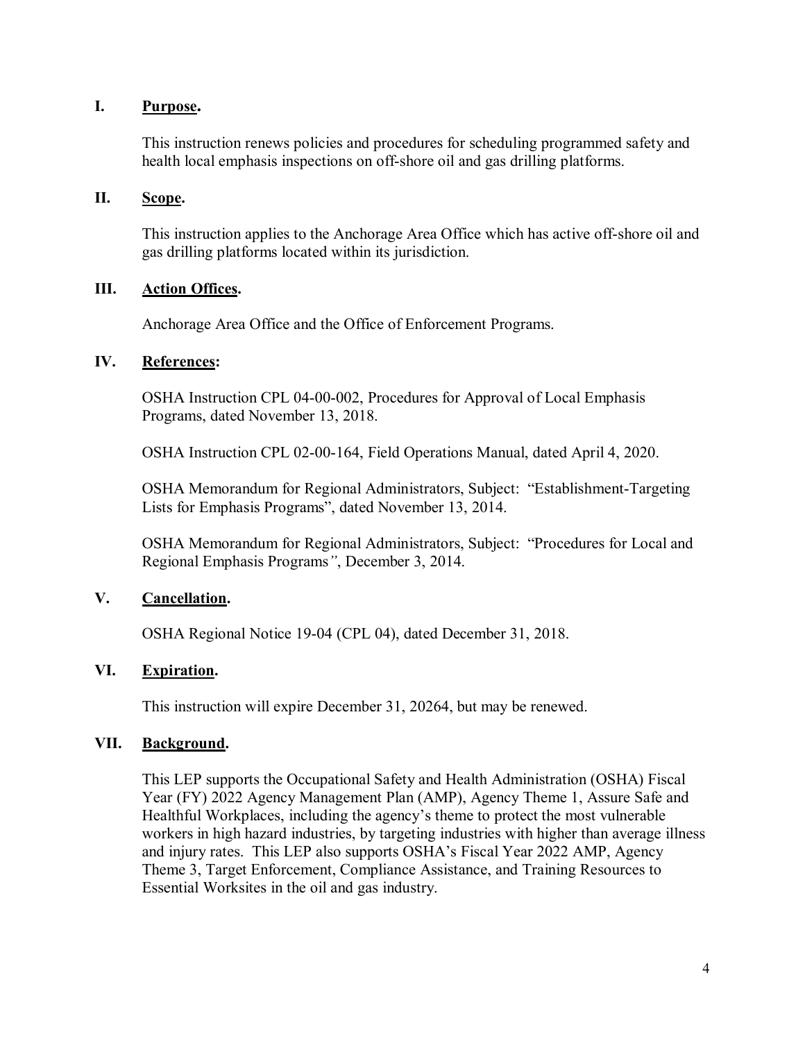## I. Purpose.

This instruction renews policies and procedures for scheduling programmed safety and health local emphasis inspections on off-shore oil and gas drilling platforms.

## II. Scope.

This instruction applies to the Anchorage Area Office which has active off-shore oil and gas drilling platforms located within its jurisdiction.

## III. Action Offices.

Anchorage Area Office and the Office of Enforcement Programs.

## IV. References:

OSHA Instruction CPL 04-00-002, Procedures for Approval of Local Emphasis Programs, dated November 13, 2018.

OSHA Instruction CPL 02-00-164, Field Operations Manual, dated April 4, 2020.

OSHA Memorandum for Regional Administrators, Subject: "Establishment-Targeting Lists for Emphasis Programs", dated November 13, 2014.

OSHA Memorandum for Regional Administrators, Subject: "Procedures for Local and Regional Emphasis Programs", December 3, 2014.

## V. Cancellation.

OSHA Regional Notice 19-04 (CPL 04), dated December 31, 2018.

## VI. Expiration.

This instruction will expire December 31, 20264, but may be renewed.

## VII. Background.

This LEP supports the Occupational Safety and Health Administration (OSHA) Fiscal Year (FY) 2022 Agency Management Plan (AMP), Agency Theme 1, Assure Safe and Healthful Workplaces, including the agency's theme to protect the most vulnerable workers in high hazard industries, by targeting industries with higher than average illness and injury rates. This LEP also supports OSHA's Fiscal Year 2022 AMP, Agency Theme 3, Target Enforcement, Compliance Assistance, and Training Resources to Essential Worksites in the oil and gas industry.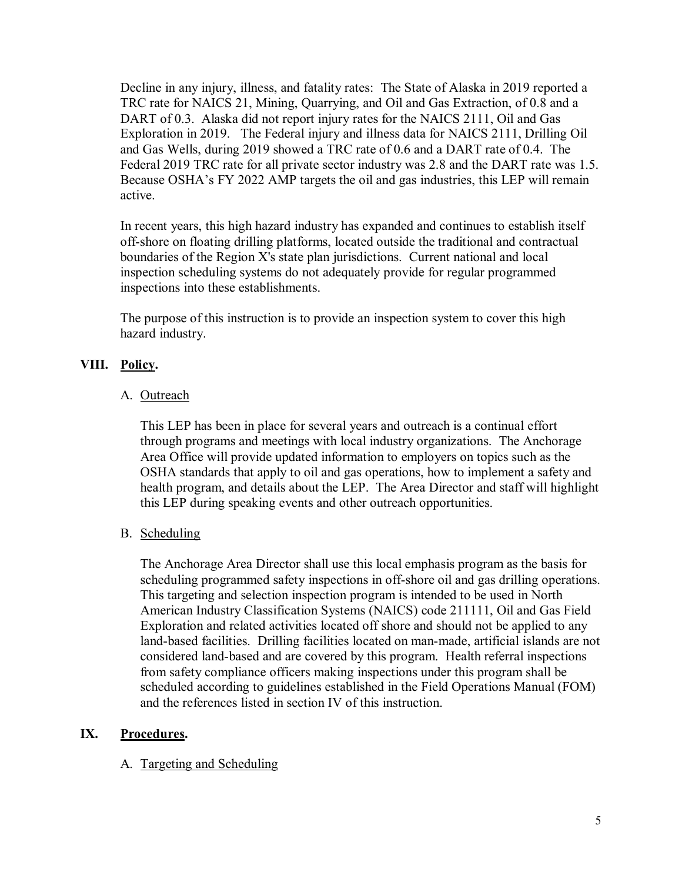Decline in any injury, illness, and fatality rates: The State of Alaska in 2019 reported a TRC rate for NAICS 21, Mining, Quarrying, and Oil and Gas Extraction, of 0.8 and a DART of 0.3. Alaska did not report injury rates for the NAICS 2111, Oil and Gas Exploration in 2019. The Federal injury and illness data for NAICS 2111, Drilling Oil and Gas Wells, during 2019 showed a TRC rate of 0.6 and a DART rate of 0.4. The Federal 2019 TRC rate for all private sector industry was 2.8 and the DART rate was 1.5. Because OSHA's FY 2022 AMP targets the oil and gas industries, this LEP will remain active.

In recent years, this high hazard industry has expanded and continues to establish itself off-shore on floating drilling platforms, located outside the traditional and contractual boundaries of the Region X's state plan jurisdictions. Current national and local inspection scheduling systems do not adequately provide for regular programmed inspections into these establishments.

The purpose of this instruction is to provide an inspection system to cover this high hazard industry.

## VIII. Policy.

### A. Outreach

This LEP has been in place for several years and outreach is a continual effort through programs and meetings with local industry organizations. The Anchorage Area Office will provide updated information to employers on topics such as the OSHA standards that apply to oil and gas operations, how to implement a safety and health program, and details about the LEP. The Area Director and staff will highlight this LEP during speaking events and other outreach opportunities.

### B. Scheduling

The Anchorage Area Director shall use this local emphasis program as the basis for scheduling programmed safety inspections in off-shore oil and gas drilling operations. This targeting and selection inspection program is intended to be used in North American Industry Classification Systems (NAICS) code 211111, Oil and Gas Field Exploration and related activities located off shore and should not be applied to any land-based facilities. Drilling facilities located on man-made, artificial islands are not considered land-based and are covered by this program. Health referral inspections from safety compliance officers making inspections under this program shall be scheduled according to guidelines established in the Field Operations Manual (FOM) and the references listed in section IV of this instruction.

## IX. Procedures.

### A. Targeting and Scheduling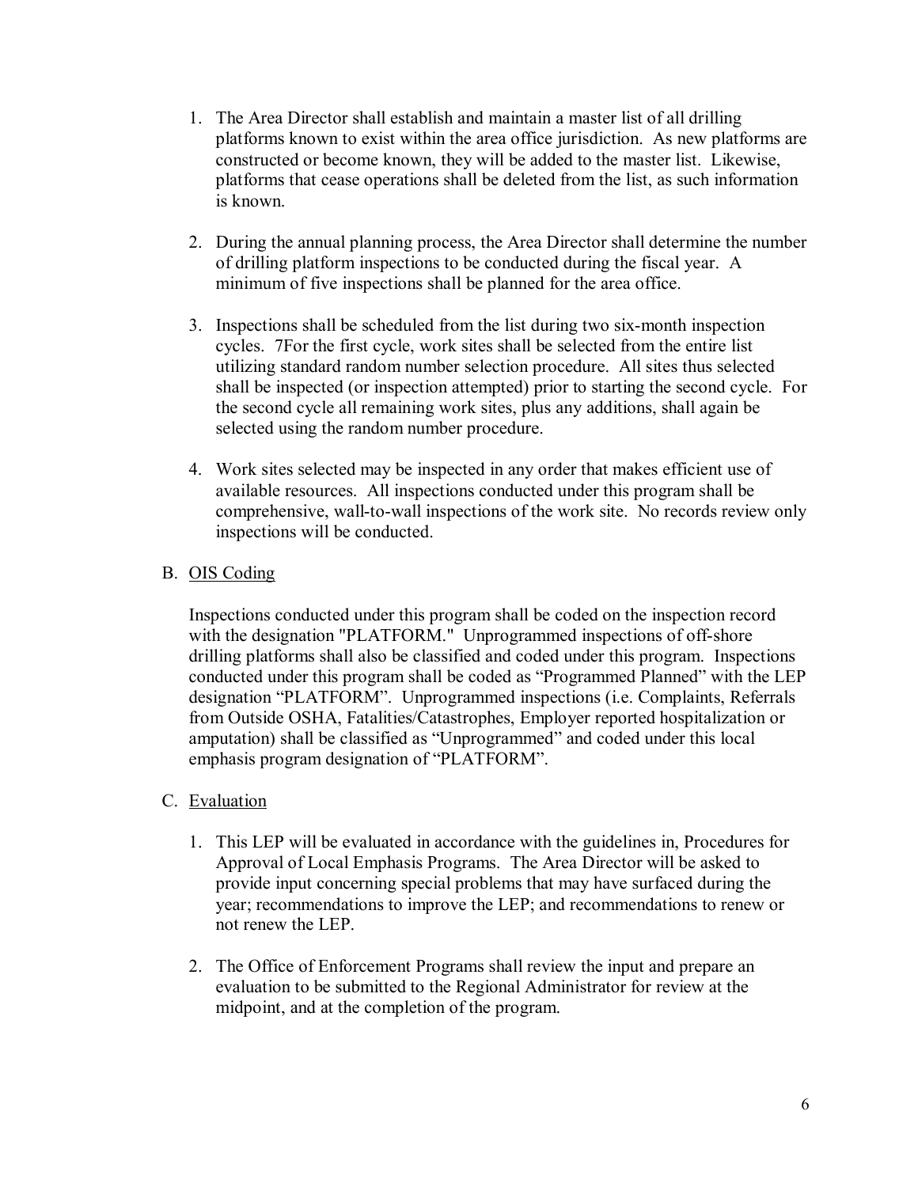1. The Area Director shall establish and maintain a master list of all drilling platforms known to exist within the area office jurisdiction. As new platforms are constructed or become known, they will be added to the master list. Likewise, platforms that cease operations shall be deleted from the list, as such information is known.

2. During the annual planning process, the Area Director shall determine the number of drilling platform inspections to be conducted during the fiscal year. A minimum of five inspections shall be planned for the area office.

3. Inspections shall be scheduled from the list during two six-month inspection cycles. 7For the first cycle, work sites shall be selected from the entire list utilizing standard random number selection procedure. All sites thus selected shall be inspected (or inspection attempted) prior to starting the second cycle. For the second cycle all remaining work sites, plus any additions, shall again be selected using the random number procedure.

4. Work sites selected may be inspected in any order that makes efficient use of available resources. All inspections conducted under this program shall be comprehensive, wall-to-wall inspections of the work site. No records review only inspections will be conducted.

B. <u>OIS Coding</u>

Inspections conducted under this program shall be coded on the inspection record with the designation "PLATFORM." Unprogrammed inspections of off-shore drilling platforms shall also be classified and coded under this program. Inspections conducted under this program shall be coded as “Programmed Planned” with the LEP designation “PLATFORM”. Unprogrammed inspections (i.e. Complaints, Referrals from Outside OSHA, Fatalities/Catastrophes, Employer reported hospitalization or amputation) shall be classified as “Unprogrammed” and coded under this local emphasis program designation of “PLATFORM”.

C. <u>Evaluation</u>

1. This LEP will be evaluated in accordance with the guidelines in, Procedures for Approval of Local Emphasis Programs. The Area Director will be asked to provide input concerning special problems that may have surfaced during the year; recommendations to improve the LEP; and recommendations to renew or not renew the LEP.

2. The Office of Enforcement Programs shall review the input and prepare an evaluation to be submitted to the Regional Administrator for review at the midpoint, and at the completion of the program.